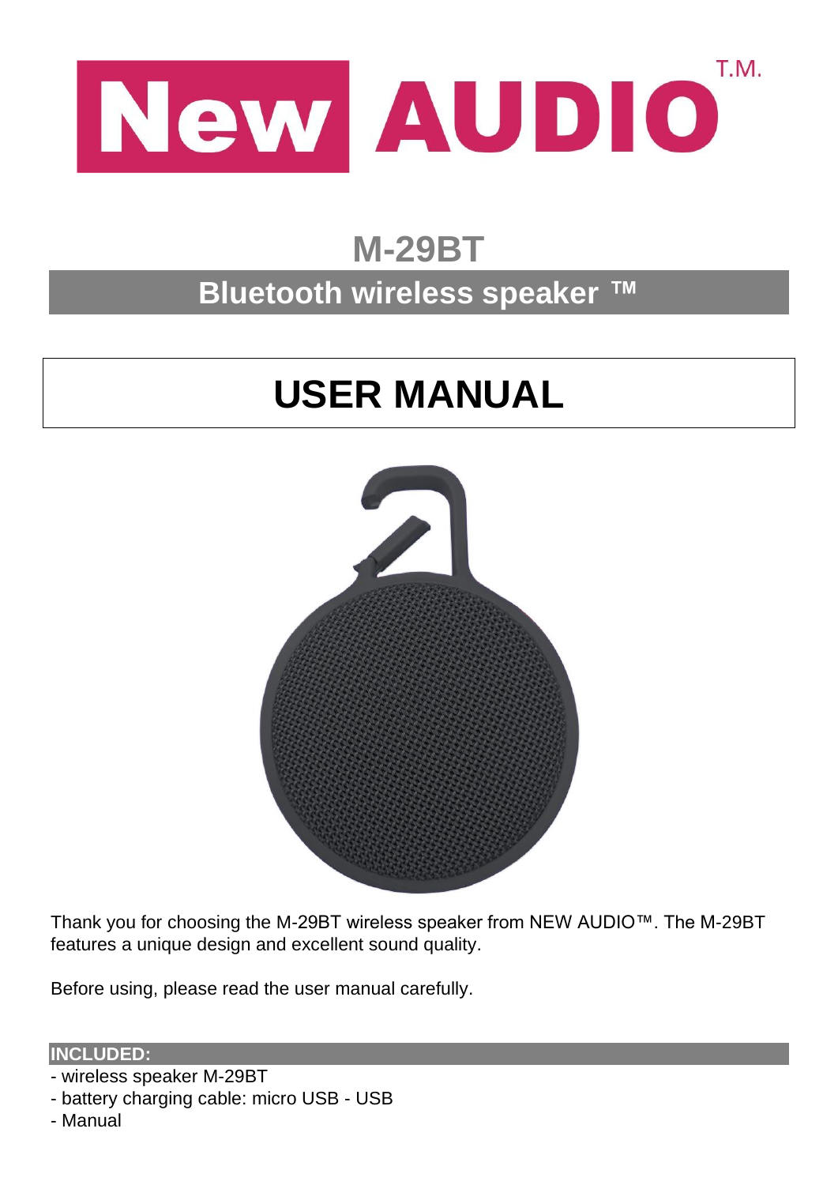# New AUDIO T.M.

## M-29BT

## Bluetooth wireless speaker ™

# USER MANUAL

Thank you for choosing the M-29BT wireless speaker from NEW AUDIO™. The M-29BT features a unique design and excellent sound quality.

Before using, please read the user manual carefully.

**INCLUDED:**

- wireless speaker M-29BT
- battery charging cable: micro USB - USB
- Manual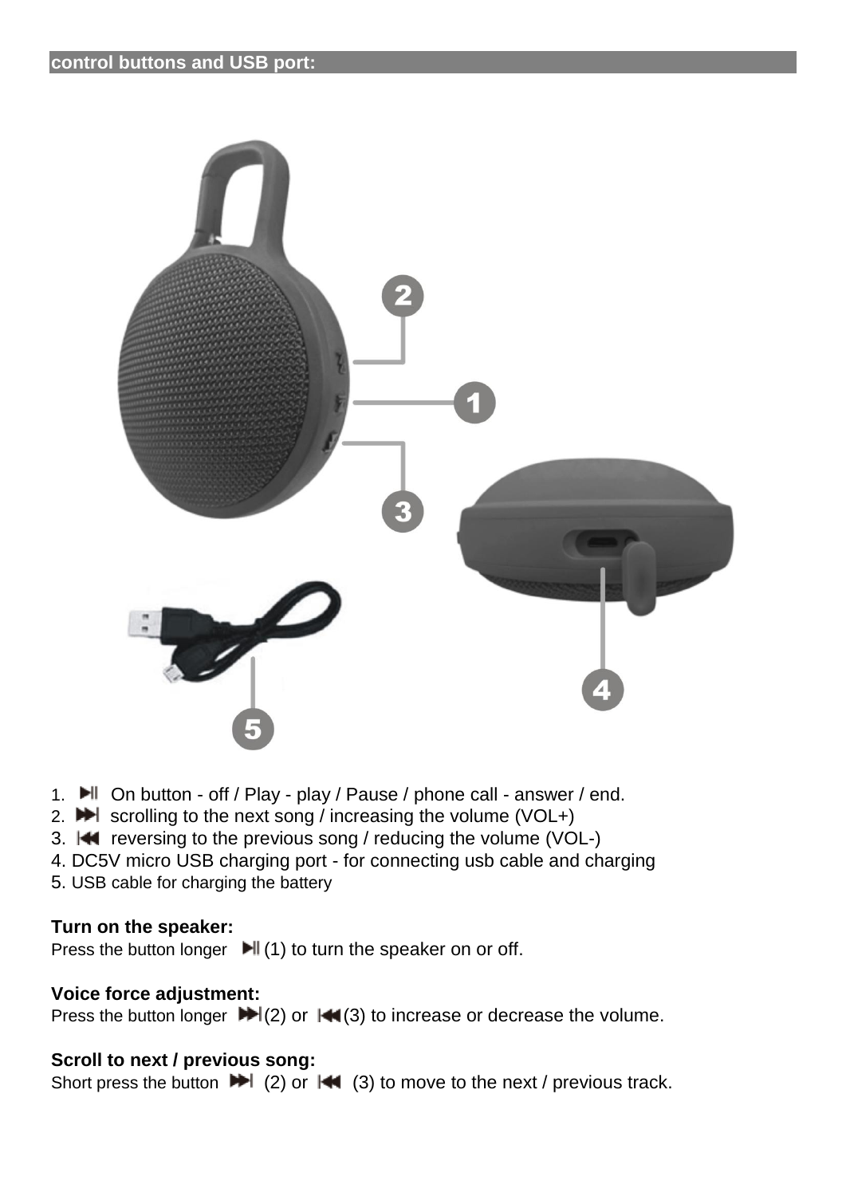## control buttons and USB port:

1. ⏯ On button - off / Play - play / Pause / phone call - answer / end.
2. ⏭ scrolling to the next song / increasing the volume (VOL+)
3. ⏮ reversing to the previous song / reducing the volume (VOL-)
4. DC5V micro USB charging port - for connecting usb cable and charging
5. USB cable for charging the battery

**Turn on the speaker:**
Press the button longer ⏯ (1) to turn the speaker on or off.

**Voice force adjustment:**
Press the button longer ⏭ (2) or ⏮ (3) to increase or decrease the volume.

**Scroll to next / previous song:**
Short press the button ⏭ (2) or ⏮ (3) to move to the next / previous track.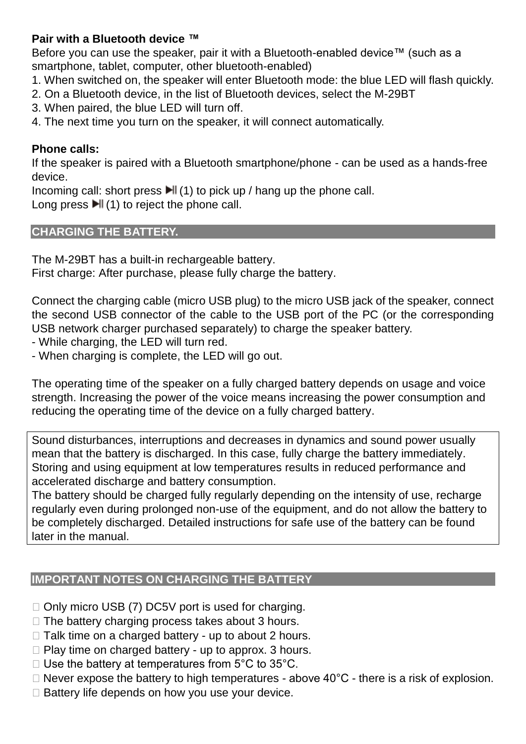**Pair with a Bluetooth device ™**

Before you can use the speaker, pair it with a Bluetooth-enabled device™ (such as a smartphone, tablet, computer, other bluetooth-enabled)

1. When switched on, the speaker will enter Bluetooth mode: the blue LED will flash quickly.
2. On a Bluetooth device, in the list of Bluetooth devices, select the M-29BT
3. When paired, the blue LED will turn off.
4. The next time you turn on the speaker, it will connect automatically.

**Phone calls:**

If the speaker is paired with a Bluetooth smartphone/phone - can be used as a hands-free device.

Incoming call: short press ▶II (1) to pick up / hang up the phone call.

Long press ▶II (1) to reject the phone call.

## CHARGING THE BATTERY.

The M-29BT has a built-in rechargeable battery.

First charge: After purchase, please fully charge the battery.

Connect the charging cable (micro USB plug) to the micro USB jack of the speaker, connect the second USB connector of the cable to the USB port of the PC (or the corresponding USB network charger purchased separately) to charge the speaker battery.

- While charging, the LED will turn red.
- When charging is complete, the LED will go out.

The operating time of the speaker on a fully charged battery depends on usage and voice strength. Increasing the power of the voice means increasing the power consumption and reducing the operating time of the device on a fully charged battery.

Sound disturbances, interruptions and decreases in dynamics and sound power usually mean that the battery is discharged. In this case, fully charge the battery immediately.
Storing and using equipment at low temperatures results in reduced performance and accelerated discharge and battery consumption.
The battery should be charged fully regularly depending on the intensity of use, recharge regularly even during prolonged non-use of the equipment, and do not allow the battery to be completely discharged. Detailed instructions for safe use of the battery can be found later in the manual.

## IMPORTANT NOTES ON CHARGING THE BATTERY

- Only micro USB (7) DC5V port is used for charging.
- The battery charging process takes about 3 hours.
- Talk time on a charged battery - up to about 2 hours.
- Play time on charged battery - up to approx. 3 hours.
- Use the battery at temperatures from 5°C to 35°C.
- Never expose the battery to high temperatures - above 40°C - there is a risk of explosion.
- Battery life depends on how you use your device.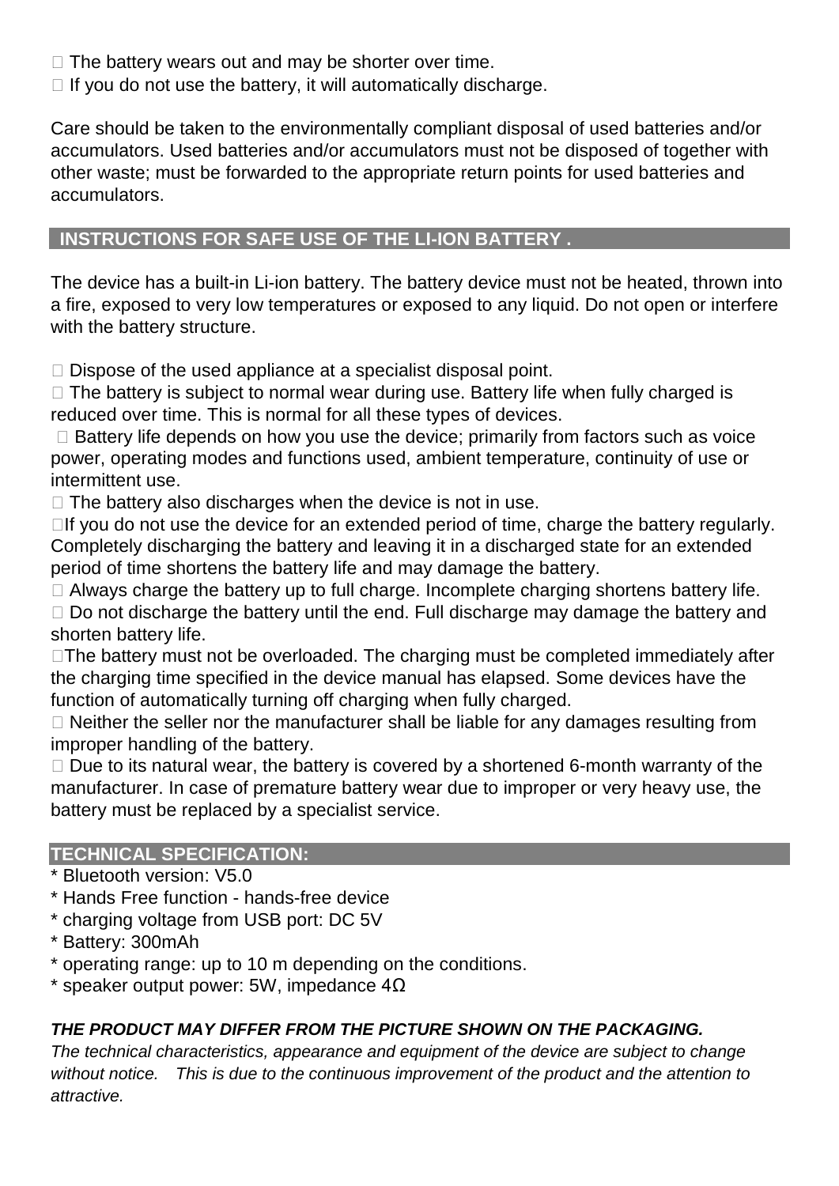- The battery wears out and may be shorter over time.
- If you do not use the battery, it will automatically discharge.

Care should be taken to the environmentally compliant disposal of used batteries and/or accumulators. Used batteries and/or accumulators must not be disposed of together with other waste; must be forwarded to the appropriate return points for used batteries and accumulators.

## INSTRUCTIONS FOR SAFE USE OF THE LI-ION BATTERY .

The device has a built-in Li-ion battery. The battery device must not be heated, thrown into a fire, exposed to very low temperatures or exposed to any liquid. Do not open or interfere with the battery structure.

- Dispose of the used appliance at a specialist disposal point.
- The battery is subject to normal wear during use. Battery life when fully charged is reduced over time. This is normal for all these types of devices.
- Battery life depends on how you use the device; primarily from factors such as voice power, operating modes and functions used, ambient temperature, continuity of use or intermittent use.
- The battery also discharges when the device is not in use.
- If you do not use the device for an extended period of time, charge the battery regularly. Completely discharging the battery and leaving it in a discharged state for an extended period of time shortens the battery life and may damage the battery.
- Always charge the battery up to full charge. Incomplete charging shortens battery life.
- Do not discharge the battery until the end. Full discharge may damage the battery and shorten battery life.
- The battery must not be overloaded. The charging must be completed immediately after the charging time specified in the device manual has elapsed. Some devices have the function of automatically turning off charging when fully charged.
- Neither the seller nor the manufacturer shall be liable for any damages resulting from improper handling of the battery.
- Due to its natural wear, the battery is covered by a shortened 6-month warranty of the manufacturer. In case of premature battery wear due to improper or very heavy use, the battery must be replaced by a specialist service.

## TECHNICAL SPECIFICATION:

* Bluetooth version: V5.0
* Hands Free function - hands-free device
* charging voltage from USB port: DC 5V
* Battery: 300mAh
* operating range: up to 10 m depending on the conditions.
* speaker output power: 5W, impedance 4Ω

***THE PRODUCT MAY DIFFER FROM THE PICTURE SHOWN ON THE PACKAGING.***

*The technical characteristics, appearance and equipment of the device are subject to change without notice. This is due to the continuous improvement of the product and the attention to attractive.*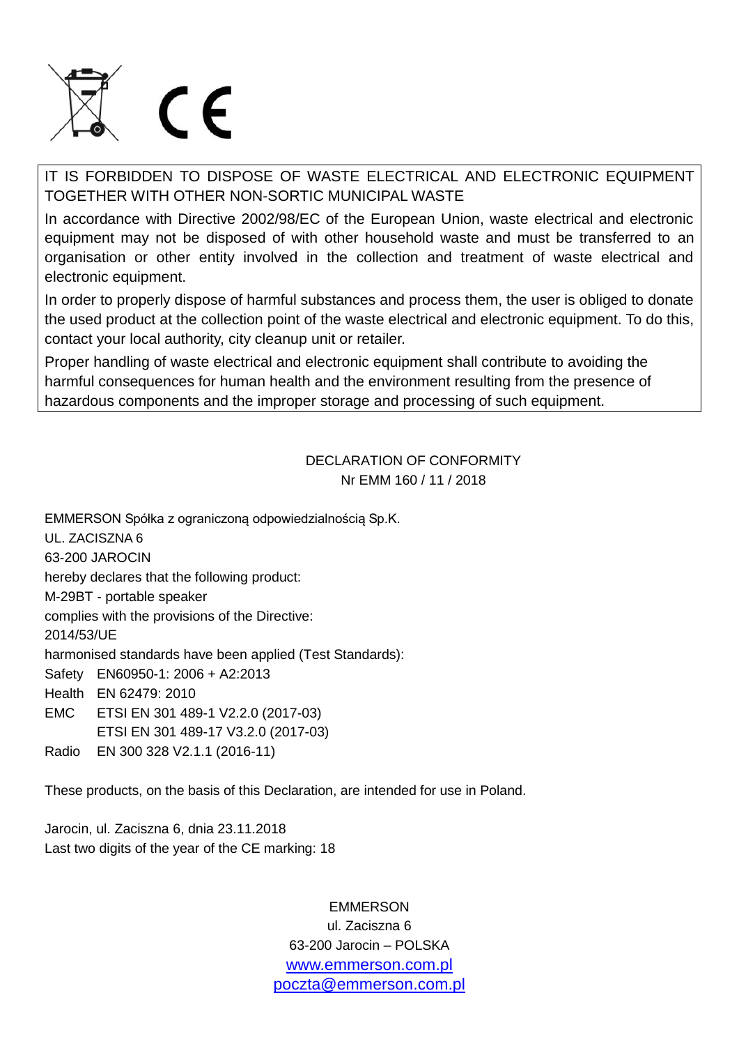IT IS FORBIDDEN TO DISPOSE OF WASTE ELECTRICAL AND ELECTRONIC EQUIPMENT TOGETHER WITH OTHER NON-SORTIC MUNICIPAL WASTE

In accordance with Directive 2002/98/EC of the European Union, waste electrical and electronic equipment may not be disposed of with other household waste and must be transferred to an organisation or other entity involved in the collection and treatment of waste electrical and electronic equipment.

In order to properly dispose of harmful substances and process them, the user is obliged to donate the used product at the collection point of the waste electrical and electronic equipment. To do this, contact your local authority, city cleanup unit or retailer.

Proper handling of waste electrical and electronic equipment shall contribute to avoiding the harmful consequences for human health and the environment resulting from the presence of hazardous components and the improper storage and processing of such equipment.

DECLARATION OF CONFORMITY
Nr EMM 160 / 11 / 2018

EMMERSON Spółka z ograniczoną odpowiedzialnością Sp.K.
UL. ZACISZNA 6
63-200 JAROCIN
hereby declares that the following product:
M-29BT - portable speaker
complies with the provisions of the Directive:
2014/53/UE
harmonised standards have been applied (Test Standards):
Safety EN60950-1: 2006 + A2:2013
Health EN 62479: 2010
EMC ETSI EN 301 489-1 V2.2.0 (2017-03)
ETSI EN 301 489-17 V3.2.0 (2017-03)
Radio EN 300 328 V2.1.1 (2016-11)

These products, on the basis of this Declaration, are intended for use in Poland.

Jarocin, ul. Zaciszna 6, dnia 23.11.2018
Last two digits of the year of the CE marking: 18

EMMERSON
ul. Zaciszna 6
63-200 Jarocin – POLSKA
www.emmerson.com.pl
poczta@emmerson.com.pl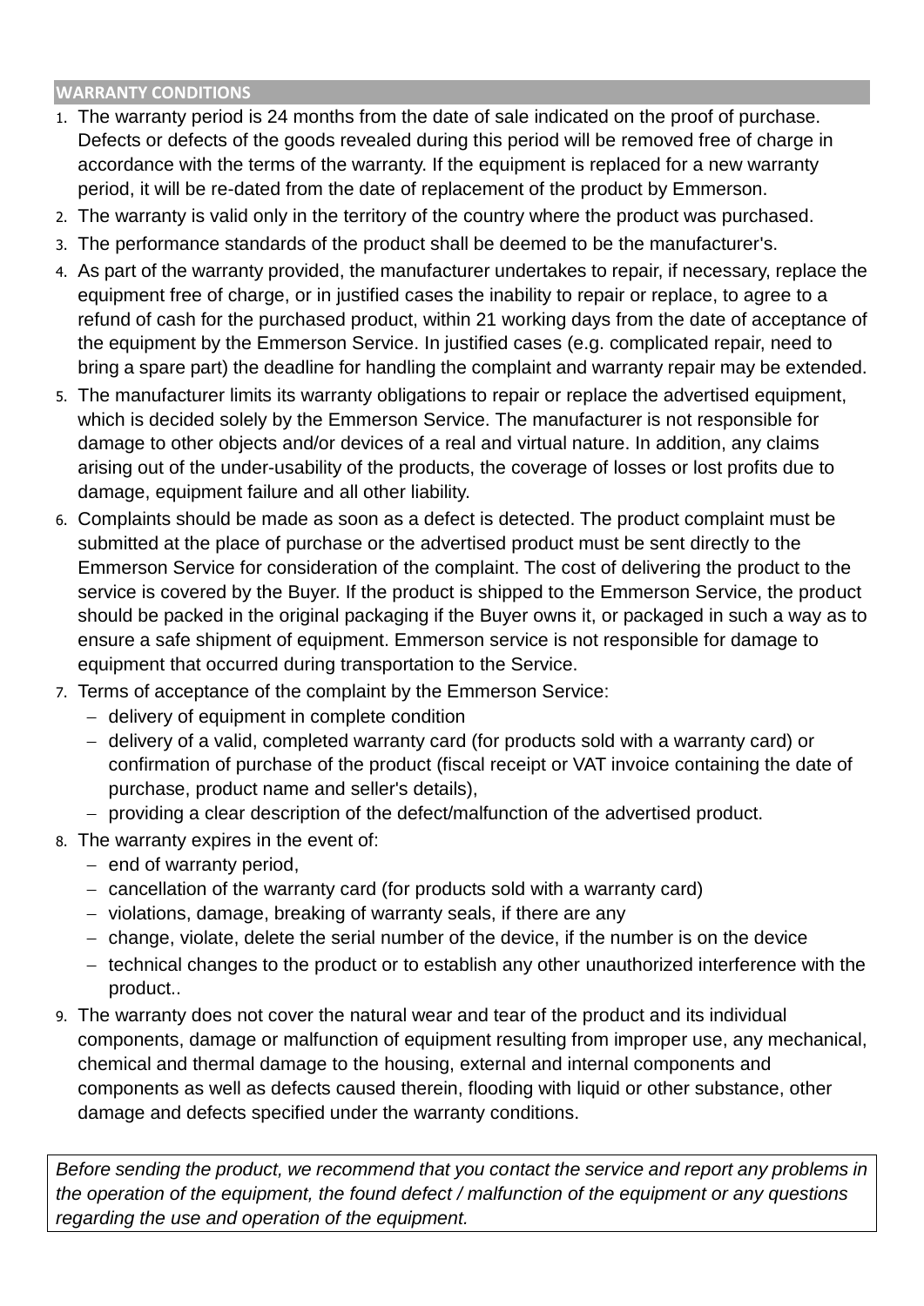## WARRANTY CONDITIONS

1. The warranty period is 24 months from the date of sale indicated on the proof of purchase. Defects or defects of the goods revealed during this period will be removed free of charge in accordance with the terms of the warranty. If the equipment is replaced for a new warranty period, it will be re-dated from the date of replacement of the product by Emmerson.
2. The warranty is valid only in the territory of the country where the product was purchased.
3. The performance standards of the product shall be deemed to be the manufacturer's.
4. As part of the warranty provided, the manufacturer undertakes to repair, if necessary, replace the equipment free of charge, or in justified cases the inability to repair or replace, to agree to a refund of cash for the purchased product, within 21 working days from the date of acceptance of the equipment by the Emmerson Service. In justified cases (e.g. complicated repair, need to bring a spare part) the deadline for handling the complaint and warranty repair may be extended.
5. The manufacturer limits its warranty obligations to repair or replace the advertised equipment, which is decided solely by the Emmerson Service. The manufacturer is not responsible for damage to other objects and/or devices of a real and virtual nature. In addition, any claims arising out of the under-usability of the products, the coverage of losses or lost profits due to damage, equipment failure and all other liability.
6. Complaints should be made as soon as a defect is detected. The product complaint must be submitted at the place of purchase or the advertised product must be sent directly to the Emmerson Service for consideration of the complaint. The cost of delivering the product to the service is covered by the Buyer. If the product is shipped to the Emmerson Service, the product should be packed in the original packaging if the Buyer owns it, or packaged in such a way as to ensure a safe shipment of equipment. Emmerson service is not responsible for damage to equipment that occurred during transportation to the Service.
7. Terms of acceptance of the complaint by the Emmerson Service:
   - delivery of equipment in complete condition
   - delivery of a valid, completed warranty card (for products sold with a warranty card) or confirmation of purchase of the product (fiscal receipt or VAT invoice containing the date of purchase, product name and seller's details),
   - providing a clear description of the defect/malfunction of the advertised product.
8. The warranty expires in the event of:
   - end of warranty period,
   - cancellation of the warranty card (for products sold with a warranty card)
   - violations, damage, breaking of warranty seals, if there are any
   - change, violate, delete the serial number of the device, if the number is on the device
   - technical changes to the product or to establish any other unauthorized interference with the product..
9. The warranty does not cover the natural wear and tear of the product and its individual components, damage or malfunction of equipment resulting from improper use, any mechanical, chemical and thermal damage to the housing, external and internal components and components as well as defects caused therein, flooding with liquid or other substance, other damage and defects specified under the warranty conditions.

*Before sending the product, we recommend that you contact the service and report any problems in the operation of the equipment, the found defect / malfunction of the equipment or any questions regarding the use and operation of the equipment.*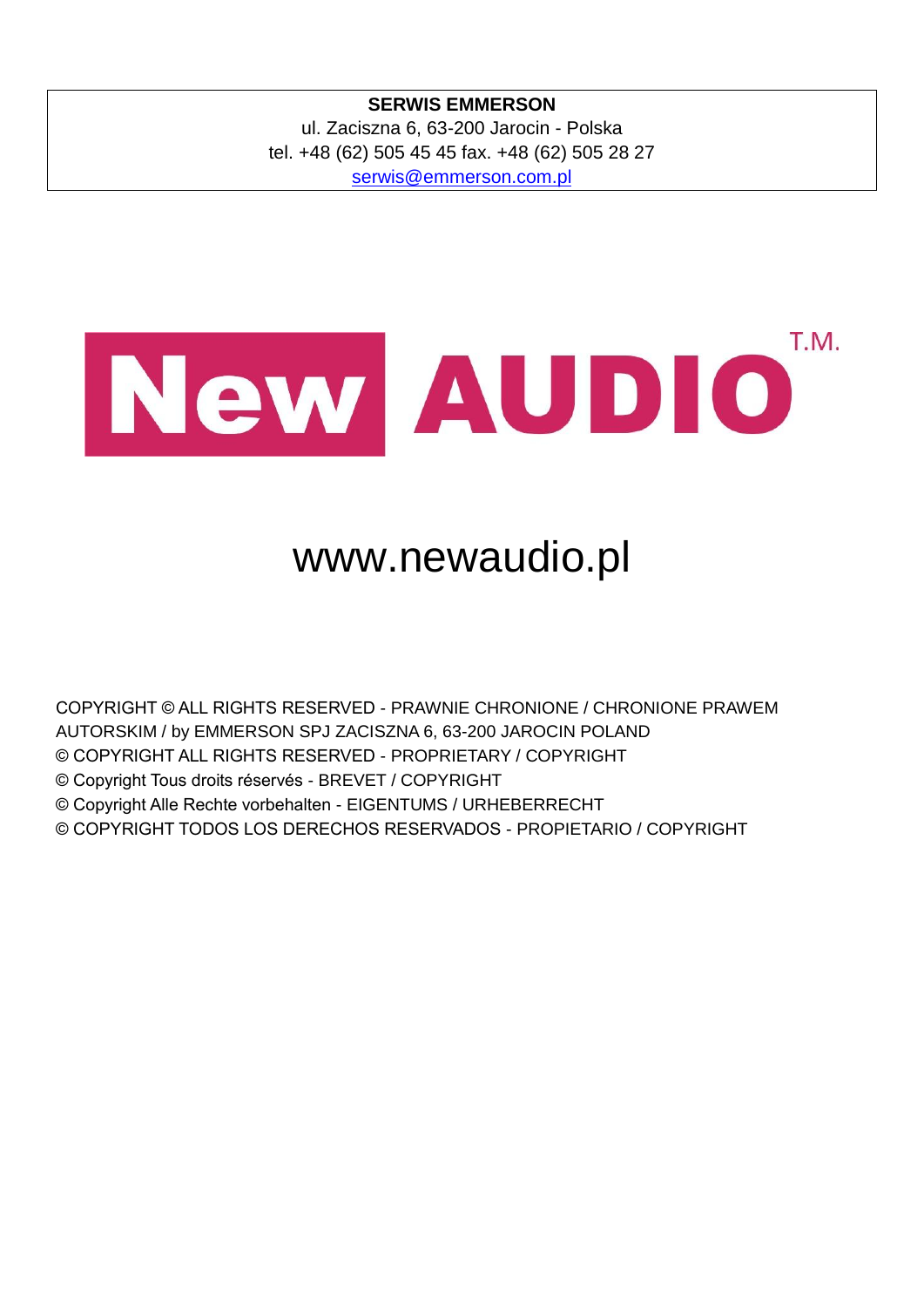**SERWIS EMMERSON**
ul. Zaciszna 6, 63-200 Jarocin - Polska
tel. +48 (62) 505 45 45 fax. +48 (62) 505 28 27
serwis@emmerson.com.pl

New AUDIO T.M.

www.newaudio.pl

COPYRIGHT © ALL RIGHTS RESERVED - PRAWNIE CHRONIONE / CHRONIONE PRAWEM AUTORSKIM / by EMMERSON SPJ ZACISZNA 6, 63-200 JAROCIN POLAND
© COPYRIGHT ALL RIGHTS RESERVED - PROPRIETARY / COPYRIGHT
© Copyright Tous droits réservés - BREVET / COPYRIGHT
© Copyright Alle Rechte vorbehalten - EIGENTUMS / URHEBERRECHT
© COPYRIGHT TODOS LOS DERECHOS RESERVADOS - PROPIETARIO / COPYRIGHT